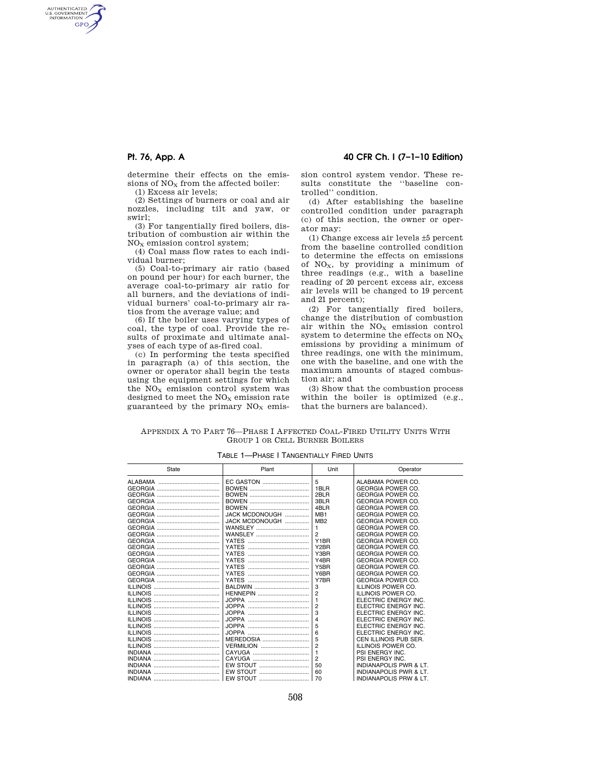determine their effects on the emissions of $NO_X$ from the affected boiler:

(1) Excess air levels;

(2) Settings of burners or coal and air nozzles, including tilt and yaw, or swirl;

(3) For tangentially fired boilers, distribution of combustion air within the $NO_X$ emission control system;

(4) Coal mass flow rates to each individual burner;

(5) Coal-to-primary air ratio (based on pound per hour) for each burner, the average coal-to-primary air ratio for all burners, and the deviations of individual burners' coal-to-primary air ratios from the average value; and

(6) If the boiler uses varying types of coal, the type of coal. Provide the results of proximate and ultimate analyses of each type of as-fired coal.

(c) In performing the tests specified in paragraph (a) of this section, the owner or operator shall begin the tests using the equipment settings for which the $NO_X$ emission control system was designed to meet the $NO_X$ emission rate guaranteed by the primary $NO_X$ emission control system vendor. These results constitute the ''baseline controlled'' condition.

(d) After establishing the baseline controlled condition under paragraph (c) of this section, the owner or operator may:

(1) Change excess air levels ±5 percent from the baseline controlled condition to determine the effects on emissions of $NO_X$, by providing a minimum of three readings (e.g., with a baseline reading of 20 percent excess air, excess air levels will be changed to 19 percent and 21 percent);

(2) For tangentially fired boilers, change the distribution of combustion air within the $NO_X$ emission control system to determine the effects on $NO_X$ emissions by providing a minimum of three readings, one with the minimum, one with the baseline, and one with the maximum amounts of staged combustion air; and

(3) Show that the combustion process within the boiler is optimized (e.g., that the burners are balanced).

## Appendix A to Part 76—Phase I Affected Coal-Fired Utility Units With Group 1 or Cell Burner Boilers

TABLE 1—PHASE I TANGENTIALLY FIRED UNITS

| State | Plant | Unit | Operator |
|---|---|---|---|
| ALABAMA | EC GASTON | 5 | ALABAMA POWER CO. |
| GEORGIA | BOWEN | 1BLR | GEORGIA POWER CO. |
| GEORGIA | BOWEN | 2BLR | GEORGIA POWER CO. |
| GEORGIA | BOWEN | 3BLR | GEORGIA POWER CO. |
| GEORGIA | BOWEN | 4BLR | GEORGIA POWER CO. |
| GEORGIA | JACK MCDONOUGH | MB1 | GEORGIA POWER CO. |
| GEORGIA | JACK MCDONOUGH | MB2 | GEORGIA POWER CO. |
| GEORGIA | WANSLEY | 1 | GEORGIA POWER CO. |
| GEORGIA | WANSLEY | 2 | GEORGIA POWER CO. |
| GEORGIA | YATES | Y1BR | GEORGIA POWER CO. |
| GEORGIA | YATES | Y2BR | GEORGIA POWER CO. |
| GEORGIA | YATES | Y3BR | GEORGIA POWER CO. |
| GEORGIA | YATES | Y4BR | GEORGIA POWER CO. |
| GEORGIA | YATES | Y5BR | GEORGIA POWER CO. |
| GEORGIA | YATES | Y6BR | GEORGIA POWER CO. |
| GEORGIA | YATES | Y7BR | GEORGIA POWER CO. |
| ILLINOIS | BALDWIN | 3 | ILLINOIS POWER CO. |
| ILLINOIS | HENNEPIN | 2 | ILLINOIS POWER CO. |
| ILLINOIS | JOPPA | 1 | ELECTRIC ENERGY INC. |
| ILLINOIS | JOPPA | 2 | ELECTRIC ENERGY INC. |
| ILLINOIS | JOPPA | 3 | ELECTRIC ENERGY INC. |
| ILLINOIS | JOPPA | 4 | ELECTRIC ENERGY INC. |
| ILLINOIS | JOPPA | 5 | ELECTRIC ENERGY INC. |
| ILLINOIS | JOPPA | 6 | ELECTRIC ENERGY INC. |
| ILLINOIS | MEREDOSIA | 5 | CEN ILLINOIS PUB SER. |
| ILLINOIS | VERMILION | 2 | ILLINOIS POWER CO. |
| INDIANA | CAYUGA | 1 | PSI ENERGY INC. |
| INDIANA | CAYUGA | 2 | PSI ENERGY INC. |
| INDIANA | EW STOUT | 50 | INDIANAPOLIS PWR & LT. |
| INDIANA | EW STOUT | 60 | INDIANAPOLIS PWR & LT. |
| INDIANA | EW STOUT | 70 | INDIANAPOLIS PRW & LT. |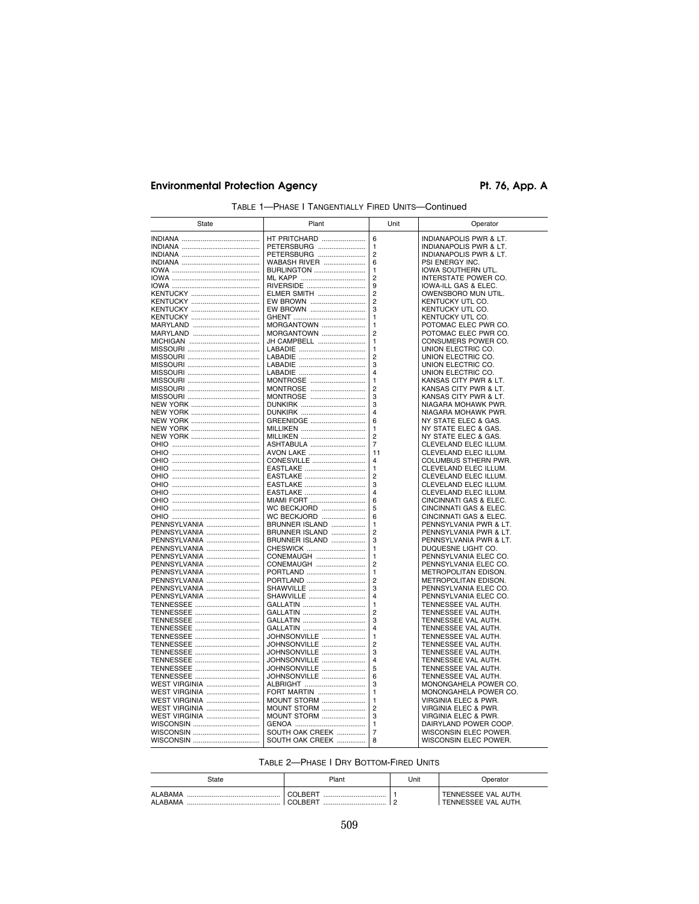TABLE 1—PHASE I TANGENTIALLY FIRED UNITS—Continued

| State | Plant | Unit | Operator |
|---|---|---|---|
| INDIANA | HT PRITCHARD | 6 | INDIANAPOLIS PWR & LT. |
| INDIANA | PETERSBURG | 1 | INDIANAPOLIS PWR & LT. |
| INDIANA | PETERSBURG | 2 | INDIANAPOLIS PWR & LT. |
| INDIANA | WABASH RIVER | 6 | PSI ENERGY INC. |
| IOWA | BURLINGTON | 1 | IOWA SOUTHERN UTL. |
| IOWA | ML KAPP | 2 | INTERSTATE POWER CO. |
| IOWA | RIVERSIDE | 9 | IOWA-ILL GAS & ELEC. |
| KENTUCKY | ELMER SMITH | 2 | OWENSBORO MUN UTIL. |
| KENTUCKY | EW BROWN | 2 | KENTUCKY UTL CO. |
| KENTUCKY | EW BROWN | 3 | KENTUCKY UTL CO. |
| KENTUCKY | GHENT | 1 | KENTUCKY UTL CO. |
| MARYLAND | MORGANTOWN | 1 | POTOMAC ELEC PWR CO. |
| MARYLAND | MORGANTOWN | 2 | POTOMAC ELEC PWR CO. |
| MICHIGAN | JH CAMPBELL | 1 | CONSUMERS POWER CO. |
| MISSOURI | LABADIE | 1 | UNION ELECTRIC CO. |
| MISSOURI | LABADIE | 2 | UNION ELECTRIC CO. |
| MISSOURI | LABADIE | 3 | UNION ELECTRIC CO. |
| MISSOURI | LABADIE | 4 | UNION ELECTRIC CO. |
| MISSOURI | MONTROSE | 1 | KANSAS CITY PWR & LT. |
| MISSOURI | MONTROSE | 2 | KANSAS CITY PWR & LT. |
| MISSOURI | MONTROSE | 3 | KANSAS CITY PWR & LT. |
| NEW YORK | DUNKIRK | 3 | NIAGARA MOHAWK PWR. |
| NEW YORK | DUNKIRK | 4 | NIAGARA MOHAWK PWR. |
| NEW YORK | GREENIDGE | 6 | NY STATE ELEC & GAS. |
| NEW YORK | MILLIKEN | 1 | NY STATE ELEC & GAS. |
| NEW YORK | MILLIKEN | 2 | NY STATE ELEC & GAS. |
| OHIO | ASHTABULA | 7 | CLEVELAND ELEC ILLUM. |
| OHIO | AVON LAKE | 11 | CLEVELAND ELEC ILLUM. |
| OHIO | CONESVILLE | 4 | COLUMBUS STHERN PWR. |
| OHIO | EASTLAKE | 1 | CLEVELAND ELEC ILLUM. |
| OHIO | EASTLAKE | 2 | CLEVELAND ELEC ILLUM. |
| OHIO | EASTLAKE | 3 | CLEVELAND ELEC ILLUM. |
| OHIO | EASTLAKE | 4 | CLEVELAND ELEC ILLUM. |
| OHIO | MIAMI FORT | 6 | CINCINNATI GAS & ELEC. |
| OHIO | WC BECKJORD | 5 | CINCINNATI GAS & ELEC. |
| OHIO | WC BECKJORD | 6 | CINCINNATI GAS & ELEC. |
| PENNSYLVANIA | BRUNNER ISLAND | 1 | PENNSYLVANIA PWR & LT. |
| PENNSYLVANIA | BRUNNER ISLAND | 2 | PENNSYLVANIA PWR & LT. |
| PENNSYLVANIA | BRUNNER ISLAND | 3 | PENNSYLVANIA PWR & LT. |
| PENNSYLVANIA | CHESWICK | 1 | DUQUESNE LIGHT CO. |
| PENNSYLVANIA | CONEMAUGH | 1 | PENNSYLVANIA ELEC CO. |
| PENNSYLVANIA | CONEMAUGH | 2 | PENNSYLVANIA ELEC CO. |
| PENNSYLVANIA | PORTLAND | 1 | METROPOLITAN EDISON. |
| PENNSYLVANIA | PORTLAND | 2 | METROPOLITAN EDISON. |
| PENNSYLVANIA | SHAWVILLE | 3 | PENNSYLVANIA ELEC CO. |
| PENNSYLVANIA | SHAWVILLE | 4 | PENNSYLVANIA ELEC CO. |
| TENNESSEE | GALLATIN | 1 | TENNESSEE VAL AUTH. |
| TENNESSEE | GALLATIN | 2 | TENNESSEE VAL AUTH. |
| TENNESSEE | GALLATIN | 3 | TENNESSEE VAL AUTH. |
| TENNESSEE | GALLATIN | 4 | TENNESSEE VAL AUTH. |
| TENNESSEE | JOHNSONVILLE | 1 | TENNESSEE VAL AUTH. |
| TENNESSEE | JOHNSONVILLE | 2 | TENNESSEE VAL AUTH. |
| TENNESSEE | JOHNSONVILLE | 3 | TENNESSEE VAL AUTH. |
| TENNESSEE | JOHNSONVILLE | 4 | TENNESSEE VAL AUTH. |
| TENNESSEE | JOHNSONVILLE | 5 | TENNESSEE VAL AUTH. |
| TENNESSEE | JOHNSONVILLE | 6 | TENNESSEE VAL AUTH. |
| WEST VIRGINIA | ALBRIGHT | 3 | MONONGAHELA POWER CO. |
| WEST VIRGINIA | FORT MARTIN | 1 | MONONGAHELA POWER CO. |
| WEST VIRGINIA | MOUNT STORM | 1 | VIRGINIA ELEC & PWR. |
| WEST VIRGINIA | MOUNT STORM | 2 | VIRGINIA ELEC & PWR. |
| WEST VIRGINIA | MOUNT STORM | 3 | VIRGINIA ELEC & PWR. |
| WISCONSIN | GENOA | 1 | DAIRYLAND POWER COOP. |
| WISCONSIN | SOUTH OAK CREEK | 7 | WISCONSIN ELEC POWER. |
| WISCONSIN | SOUTH OAK CREEK | 8 | WISCONSIN ELEC POWER. |

TABLE 2—PHASE I DRY BOTTOM-FIRED UNITS

| State | Plant | Unit | Operator |
|---|---|---|---|
| ALABAMA | COLBERT | 1 | TENNESSEE VAL AUTH. |
| ALABAMA | COLBERT | 2 | TENNESSEE VAL AUTH. |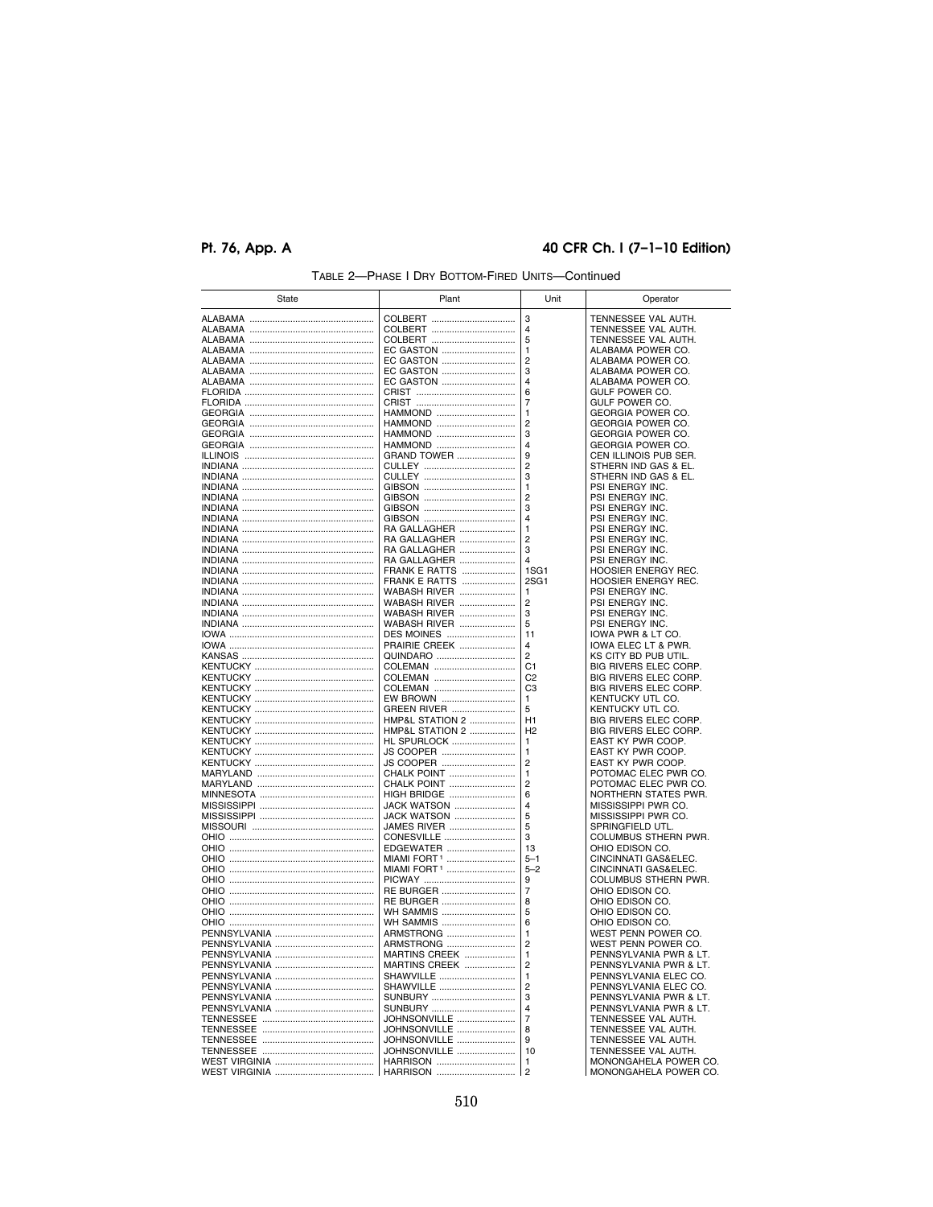TABLE 2—PHASE I DRY BOTTOM-FIRED UNITS—Continued

| State | Plant | Unit | Operator |
| --- | --- | --- | --- |
| ALABAMA | COLBERT | 3 | TENNESSEE VAL AUTH. |
| ALABAMA | COLBERT | 4 | TENNESSEE VAL AUTH. |
| ALABAMA | COLBERT | 5 | TENNESSEE VAL AUTH. |
| ALABAMA | EC GASTON | 1 | ALABAMA POWER CO. |
| ALABAMA | EC GASTON | 2 | ALABAMA POWER CO. |
| ALABAMA | EC GASTON | 3 | ALABAMA POWER CO. |
| ALABAMA | EC GASTON | 4 | ALABAMA POWER CO. |
| FLORIDA | CRIST | 6 | GULF POWER CO. |
| FLORIDA | CRIST | 7 | GULF POWER CO. |
| GEORGIA | HAMMOND | 1 | GEORGIA POWER CO. |
| GEORGIA | HAMMOND | 2 | GEORGIA POWER CO. |
| GEORGIA | HAMMOND | 3 | GEORGIA POWER CO. |
| GEORGIA | HAMMOND | 4 | GEORGIA POWER CO. |
| ILLINOIS | GRAND TOWER | 9 | CEN ILLINOIS PUB SER. |
| INDIANA | CULLEY | 2 | STHERN IND GAS & EL. |
| INDIANA | CULLEY | 3 | STHERN IND GAS & EL. |
| INDIANA | GIBSON | 1 | PSI ENERGY INC. |
| INDIANA | GIBSON | 2 | PSI ENERGY INC. |
| INDIANA | GIBSON | 3 | PSI ENERGY INC. |
| INDIANA | GIBSON | 4 | PSI ENERGY INC. |
| INDIANA | RA GALLAGHER | 1 | PSI ENERGY INC. |
| INDIANA | RA GALLAGHER | 2 | PSI ENERGY INC. |
| INDIANA | RA GALLAGHER | 3 | PSI ENERGY INC. |
| INDIANA | RA GALLAGHER | 4 | PSI ENERGY INC. |
| INDIANA | FRANK E RATTS | 1SG1 | HOOSIER ENERGY REC. |
| INDIANA | FRANK E RATTS | 2SG1 | HOOSIER ENERGY REC. |
| INDIANA | WABASH RIVER | 1 | PSI ENERGY INC. |
| INDIANA | WABASH RIVER | 2 | PSI ENERGY INC. |
| INDIANA | WABASH RIVER | 3 | PSI ENERGY INC. |
| INDIANA | WABASH RIVER | 5 | PSI ENERGY INC. |
| IOWA | DES MOINES | 11 | IOWA PWR & LT CO. |
| IOWA | PRAIRIE CREEK | 4 | IOWA ELEC LT & PWR. |
| KANSAS | QUINDARO | 2 | KS CITY BD PUB UTIL. |
| KENTUCKY | COLEMAN | C1 | BIG RIVERS ELEC CORP. |
| KENTUCKY | COLEMAN | C2 | BIG RIVERS ELEC CORP. |
| KENTUCKY | COLEMAN | C3 | BIG RIVERS ELEC CORP. |
| KENTUCKY | EW BROWN | 1 | KENTUCKY UTL CO. |
| KENTUCKY | GREEN RIVER | 5 | KENTUCKY UTL CO. |
| KENTUCKY | HMP&L STATION 2 | H1 | BIG RIVERS ELEC CORP. |
| KENTUCKY | HMP&L STATION 2 | H2 | BIG RIVERS ELEC CORP. |
| KENTUCKY | HL SPURLOCK | 1 | EAST KY PWR COOP. |
| KENTUCKY | JS COOPER | 1 | EAST KY PWR COOP. |
| KENTUCKY | JS COOPER | 2 | EAST KY PWR COOP. |
| MARYLAND | CHALK POINT | 1 | POTOMAC ELEC PWR CO. |
| MARYLAND | CHALK POINT | 2 | POTOMAC ELEC PWR CO. |
| MINNESOTA | HIGH BRIDGE | 6 | NORTHERN STATES PWR. |
| MISSISSIPPI | JACK WATSON | 4 | MISSISSIPPI PWR CO. |
| MISSISSIPPI | JACK WATSON | 5 | MISSISSIPPI PWR CO. |
| MISSOURI | JAMES RIVER | 5 | SPRINGFIELD UTL. |
| OHIO | CONESVILLE | 3 | COLUMBUS STHERN PWR. |
| OHIO | EDGEWATER | 13 | OHIO EDISON CO. |
| OHIO | MIAMI FORT [1] | 5–1 | CINCINNATI GAS&ELEC. |
| OHIO | MIAMI FORT [1] | 5–2 | CINCINNATI GAS&ELEC. |
| OHIO | PICWAY | 9 | COLUMBUS STHERN PWR. |
| OHIO | RE BURGER | 7 | OHIO EDISON CO. |
| OHIO | RE BURGER | 8 | OHIO EDISON CO. |
| OHIO | WH SAMMIS | 5 | OHIO EDISON CO. |
| OHIO | WH SAMMIS | 6 | OHIO EDISON CO. |
| PENNSYLVANIA | ARMSTRONG | 1 | WEST PENN POWER CO. |
| PENNSYLVANIA | ARMSTRONG | 2 | WEST PENN POWER CO. |
| PENNSYLVANIA | MARTINS CREEK | 1 | PENNSYLVANIA PWR & LT. |
| PENNSYLVANIA | MARTINS CREEK | 2 | PENNSYLVANIA PWR & LT. |
| PENNSYLVANIA | SHAWVILLE | 1 | PENNSYLVANIA ELEC CO. |
| PENNSYLVANIA | SHAWVILLE | 2 | PENNSYLVANIA ELEC CO. |
| PENNSYLVANIA | SUNBURY | 3 | PENNSYLVANIA PWR & LT. |
| PENNSYLVANIA | SUNBURY | 4 | PENNSYLVANIA PWR & LT. |
| TENNESSEE | JOHNSONVILLE | 7 | TENNESSEE VAL AUTH. |
| TENNESSEE | JOHNSONVILLE | 8 | TENNESSEE VAL AUTH. |
| TENNESSEE | JOHNSONVILLE | 9 | TENNESSEE VAL AUTH. |
| TENNESSEE | JOHNSONVILLE | 10 | TENNESSEE VAL AUTH. |
| WEST VIRGINIA | HARRISON | 1 | MONONGAHELA POWER CO. |
| WEST VIRGINIA | HARRISON | 2 | MONONGAHELA POWER CO. |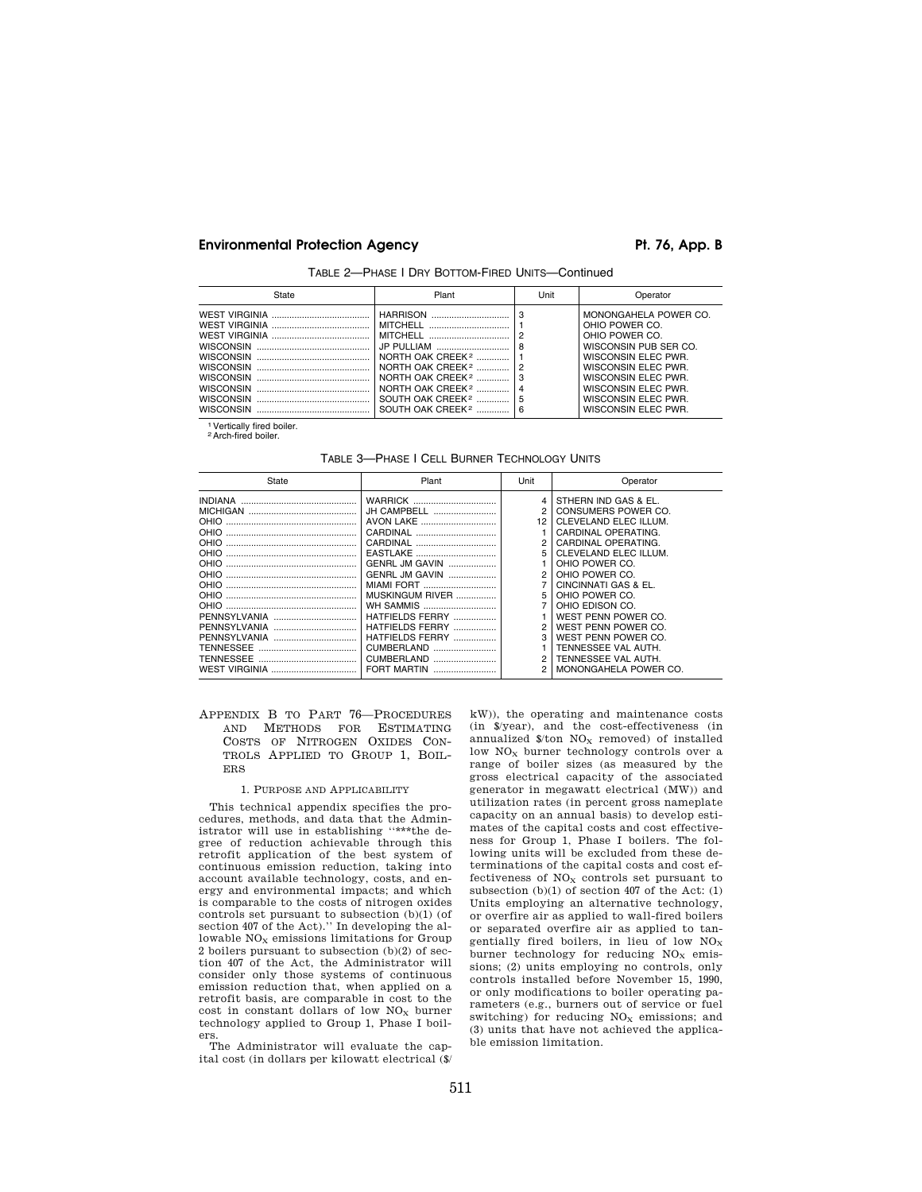TABLE 2—PHASE I DRY BOTTOM-FIRED UNITS—Continued

| State | Plant | Unit | Operator |
|---|---|---|---|
| WEST VIRGINIA | HARRISON | 3 | MONONGAHELA POWER CO. |
| WEST VIRGINIA | MITCHELL | 1 | OHIO POWER CO. |
| WEST VIRGINIA | MITCHELL | 2 | OHIO POWER CO. |
| WISCONSIN | JP PULLIAM | 8 | WISCONSIN PUB SER CO. |
| WISCONSIN | NORTH OAK CREEK [2] | 1 | WISCONSIN ELEC PWR. |
| WISCONSIN | NORTH OAK CREEK [2] | 2 | WISCONSIN ELEC PWR. |
| WISCONSIN | NORTH OAK CREEK [2] | 3 | WISCONSIN ELEC PWR. |
| WISCONSIN | NORTH OAK CREEK [2] | 4 | WISCONSIN ELEC PWR. |
| WISCONSIN | SOUTH OAK CREEK [2] | 5 | WISCONSIN ELEC PWR. |
| WISCONSIN | SOUTH OAK CREEK [2] | 6 | WISCONSIN ELEC PWR. |

[1] Vertically fired boiler.
[2] Arch-fired boiler.

TABLE 3—PHASE I CELL BURNER TECHNOLOGY UNITS

| State | Plant | Unit | Operator |
|---|---|---|---|
| INDIANA | WARRICK | 4 | STHERN IND GAS & EL. |
| MICHIGAN | JH CAMPBELL | 2 | CONSUMERS POWER CO. |
| OHIO | AVON LAKE | 12 | CLEVELAND ELEC ILLUM. |
| OHIO | CARDINAL | 1 | CARDINAL OPERATING. |
| OHIO | CARDINAL | 2 | CARDINAL OPERATING. |
| OHIO | EASTLAKE | 5 | CLEVELAND ELEC ILLUM. |
| OHIO | GENRL JM GAVIN | 1 | OHIO POWER CO. |
| OHIO | GENRL JM GAVIN | 2 | OHIO POWER CO. |
| OHIO | MIAMI FORT | 7 | CINCINNATI GAS & EL. |
| OHIO | MUSKINGUM RIVER | 5 | OHIO POWER CO. |
| OHIO | WH SAMMIS | 7 | OHIO EDISON CO. |
| PENNSYLVANIA | HATFIELDS FERRY | 1 | WEST PENN POWER CO. |
| PENNSYLVANIA | HATFIELDS FERRY | 2 | WEST PENN POWER CO. |
| PENNSYLVANIA | HATFIELDS FERRY | 3 | WEST PENN POWER CO. |
| TENNESSEE | CUMBERLAND | 1 | TENNESSEE VAL AUTH. |
| TENNESSEE | CUMBERLAND | 2 | TENNESSEE VAL AUTH. |
| WEST VIRGINIA | FORT MARTIN | 2 | MONONGAHELA POWER CO. |

# APPENDIX B TO PART 76—PROCEDURES AND METHODS FOR ESTIMATING COSTS OF NITROGEN OXIDES CONTROLS APPLIED TO GROUP 1, BOILERS

## 1. PURPOSE AND APPLICABILITY

This technical appendix specifies the procedures, methods, and data that the Administrator will use in establishing ''\*\*\*the degree of reduction achievable through this retrofit application of the best system of continuous emission reduction, taking into account available technology, costs, and energy and environmental impacts; and which is comparable to the costs of nitrogen oxides controls set pursuant to subsection (b)(1) (of section 407 of the Act).'' In developing the allowable $NO_X$ emissions limitations for Group 2 boilers pursuant to subsection (b)(2) of section 407 of the Act, the Administrator will consider only those systems of continuous emission reduction that, when applied on a retrofit basis, are comparable in cost to the cost in constant dollars of low $NO_X$ burner technology applied to Group 1, Phase I boilers.

The Administrator will evaluate the capital cost (in dollars per kilowatt electrical ($/kW)), the operating and maintenance costs (in $/year), and the cost-effectiveness (in annualized $/ton $NO_X$ removed) of installed low $NO_X$ burner technology controls over a range of boiler sizes (as measured by the gross electrical capacity of the associated generator in megawatt electrical (MW)) and utilization rates (in percent gross nameplate capacity on an annual basis) to develop estimates of the capital costs and cost effectiveness for Group 1, Phase I boilers. The following units will be excluded from these determinations of the capital costs and cost effectiveness of $NO_X$ controls set pursuant to subsection (b)(1) of section 407 of the Act: (1) Units employing an alternative technology, or overfire air as applied to wall-fired boilers or separated overfire air as applied to tangentially fired boilers, in lieu of low $NO_X$ burner technology for reducing $NO_X$ emissions; (2) units employing no controls, only controls installed before November 15, 1990, or only modifications to boiler operating parameters (e.g., burners out of service or fuel switching) for reducing $NO_X$ emissions; and (3) units that have not achieved the applicable emission limitation.